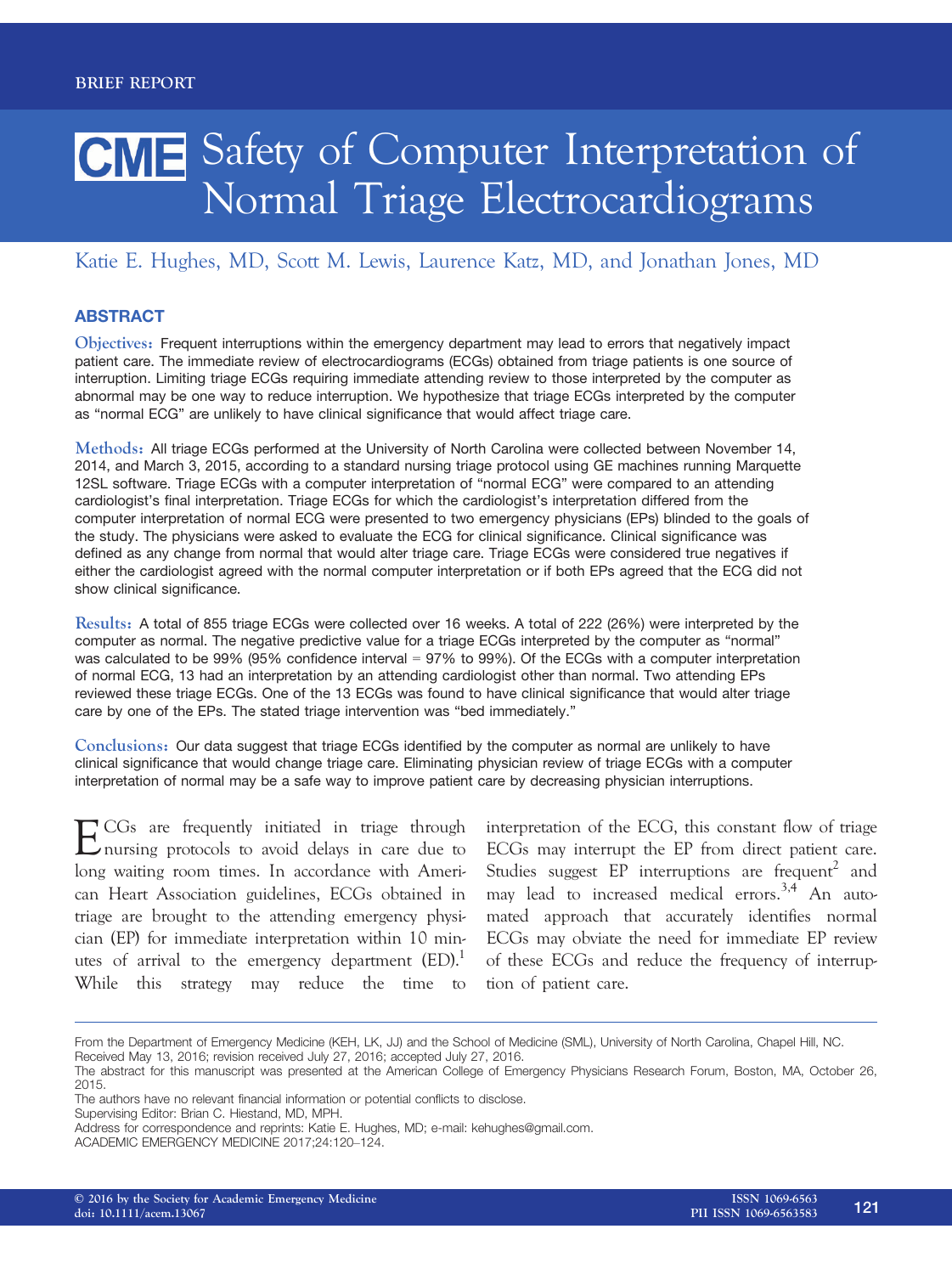BRIEF REPORT

# CME Safety of Computer Interpretation of Normal Triage Electrocardiograms

Katie E. Hughes, MD, Scott M. Lewis, Laurence Katz, MD, and Jonathan Jones, MD

## ABSTRACT

**Objectives:** Frequent interruptions within the emergency department may lead to errors that negatively impact patient care. The immediate review of electrocardiograms (ECGs) obtained from triage patients is one source of interruption. Limiting triage ECGs requiring immediate attending review to those interpreted by the computer as abnormal may be one way to reduce interruption. We hypothesize that triage ECGs interpreted by the computer as "normal ECG" are unlikely to have clinical significance that would affect triage care.

**Methods:** All triage ECGs performed at the University of North Carolina were collected between November 14, 2014, and March 3, 2015, according to a standard nursing triage protocol using GE machines running Marquette 12SL software. Triage ECGs with a computer interpretation of "normal ECG" were compared to an attending cardiologist's final interpretation. Triage ECGs for which the cardiologist's interpretation differed from the computer interpretation of normal ECG were presented to two emergency physicians (EPs) blinded to the goals of the study. The physicians were asked to evaluate the ECG for clinical significance. Clinical significance was defined as any change from normal that would alter triage care. Triage ECGs were considered true negatives if either the cardiologist agreed with the normal computer interpretation or if both EPs agreed that the ECG did not show clinical significance.

**Results:** A total of 855 triage ECGs were collected over 16 weeks. A total of 222 (26%) were interpreted by the computer as normal. The negative predictive value for a triage ECGs interpreted by the computer as "normal" was calculated to be 99% (95% confidence interval = 97% to 99%). Of the ECGs with a computer interpretation of normal ECG, 13 had an interpretation by an attending cardiologist other than normal. Two attending EPs reviewed these triage ECGs. One of the 13 ECGs was found to have clinical significance that would alter triage care by one of the EPs. The stated triage intervention was "bed immediately."

**Conclusions:** Our data suggest that triage ECGs identified by the computer as normal are unlikely to have clinical significance that would change triage care. Eliminating physician review of triage ECGs with a computer interpretation of normal may be a safe way to improve patient care by decreasing physician interruptions.

ECGs are frequently initiated in triage through nursing protocols to avoid delays in care due to long waiting room times. In accordance with American Heart Association guidelines, ECGs obtained in triage are brought to the attending emergency physician (EP) for immediate interpretation within 10 minutes of arrival to the emergency department (ED).[1] While this strategy may reduce the time to interpretation of the ECG, this constant flow of triage ECGs may interrupt the EP from direct patient care. Studies suggest EP interruptions are frequent[2] and may lead to increased medical errors.[3,4] An automated approach that accurately identifies normal ECGs may obviate the need for immediate EP review of these ECGs and reduce the frequency of interruption of patient care.

---

From the Department of Emergency Medicine (KEH, LK, JJ) and the School of Medicine (SML), University of North Carolina, Chapel Hill, NC.
Received May 13, 2016; revision received July 27, 2016; accepted July 27, 2016.
The abstract for this manuscript was presented at the American College of Emergency Physicians Research Forum, Boston, MA, October 26, 2015.
The authors have no relevant financial information or potential conflicts to disclose.
Supervising Editor: Brian C. Hiestand, MD, MPH.
Address for correspondence and reprints: Katie E. Hughes, MD; e-mail: kehughes@gmail.com.
ACADEMIC EMERGENCY MEDICINE 2017;24:120–124.

© 2016 by the Society for Academic Emergency Medicine
doi: 10.1111/acem.13067
ISSN 1069-6563
PII ISSN 1069-6563583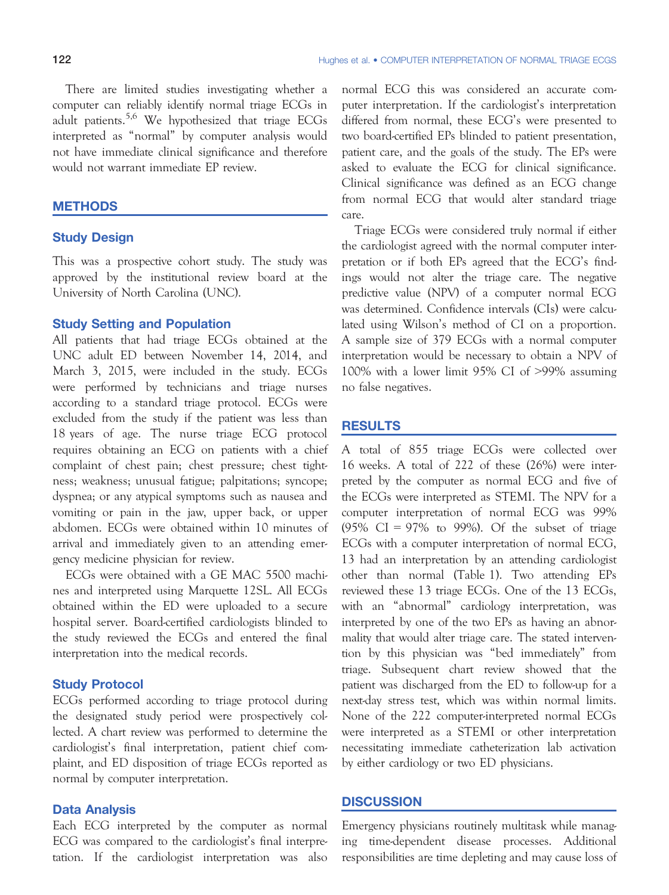There are limited studies investigating whether a computer can reliably identify normal triage ECGs in adult patients.[5,6] We hypothesized that triage ECGs interpreted as "normal" by computer analysis would not have immediate clinical significance and therefore would not warrant immediate EP review.

## METHODS

### Study Design

This was a prospective cohort study. The study was approved by the institutional review board at the University of North Carolina (UNC).

### Study Setting and Population

All patients that had triage ECGs obtained at the UNC adult ED between November 14, 2014, and March 3, 2015, were included in the study. ECGs were performed by technicians and triage nurses according to a standard triage protocol. ECGs were excluded from the study if the patient was less than 18 years of age. The nurse triage ECG protocol requires obtaining an ECG on patients with a chief complaint of chest pain; chest pressure; chest tightness; weakness; unusual fatigue; palpitations; syncope; dyspnea; or any atypical symptoms such as nausea and vomiting or pain in the jaw, upper back, or upper abdomen. ECGs were obtained within 10 minutes of arrival and immediately given to an attending emergency medicine physician for review.

ECGs were obtained with a GE MAC 5500 machines and interpreted using Marquette 12SL. All ECGs obtained within the ED were uploaded to a secure hospital server. Board-certified cardiologists blinded to the study reviewed the ECGs and entered the final interpretation into the medical records.

### Study Protocol

ECGs performed according to triage protocol during the designated study period were prospectively collected. A chart review was performed to determine the cardiologist's final interpretation, patient chief complaint, and ED disposition of triage ECGs reported as normal by computer interpretation.

### Data Analysis

Each ECG interpreted by the computer as normal ECG was compared to the cardiologist's final interpretation. If the cardiologist interpretation was also normal ECG this was considered an accurate computer interpretation. If the cardiologist's interpretation differed from normal, these ECG's were presented to two board-certified EPs blinded to patient presentation, patient care, and the goals of the study. The EPs were asked to evaluate the ECG for clinical significance. Clinical significance was defined as an ECG change from normal ECG that would alter standard triage care.

Triage ECGs were considered truly normal if either the cardiologist agreed with the normal computer interpretation or if both EPs agreed that the ECG's findings would not alter the triage care. The negative predictive value (NPV) of a computer normal ECG was determined. Confidence intervals (CIs) were calculated using Wilson's method of CI on a proportion. A sample size of 379 ECGs with a normal computer interpretation would be necessary to obtain a NPV of 100% with a lower limit 95% CI of >99% assuming no false negatives.

## RESULTS

A total of 855 triage ECGs were collected over 16 weeks. A total of 222 of these (26%) were interpreted by the computer as normal ECG and five of the ECGs were interpreted as STEMI. The NPV for a computer interpretation of normal ECG was 99% (95% CI = 97% to 99%). Of the subset of triage ECGs with a computer interpretation of normal ECG, 13 had an interpretation by an attending cardiologist other than normal (Table 1). Two attending EPs reviewed these 13 triage ECGs. One of the 13 ECGs, with an "abnormal" cardiology interpretation, was interpreted by one of the two EPs as having an abnormality that would alter triage care. The stated intervention by this physician was "bed immediately" from triage. Subsequent chart review showed that the patient was discharged from the ED to follow-up for a next-day stress test, which was within normal limits. None of the 222 computer-interpreted normal ECGs were interpreted as a STEMI or other interpretation necessitating immediate catheterization lab activation by either cardiology or two ED physicians.

## DISCUSSION

Emergency physicians routinely multitask while managing time-dependent disease processes. Additional responsibilities are time depleting and may cause loss of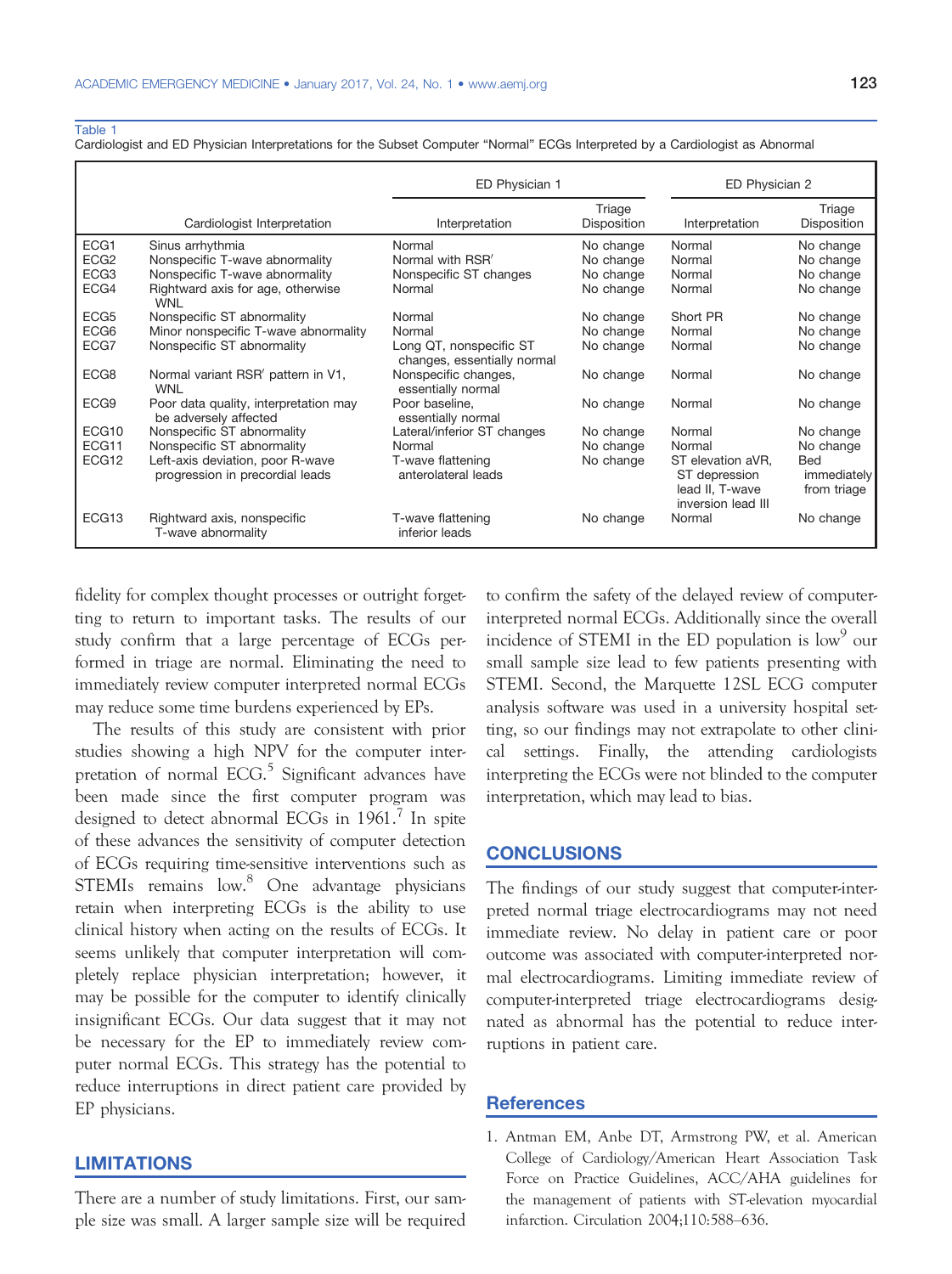Table 1
Cardiologist and ED Physician Interpretations for the Subset Computer "Normal" ECGs Interpreted by a Cardiologist as Abnormal

| | Cardiologist Interpretation | ED Physician 1 | | ED Physician 2 | |
|---|---|---|---|---|---|
| | | Interpretation | Triage Disposition | Interpretation | Triage Disposition |
| ECG1 | Sinus arrhythmia | Normal | No change | Normal | No change |
| ECG2 | Nonspecific T-wave abnormality | Normal with RSR′ | No change | Normal | No change |
| ECG3 | Nonspecific T-wave abnormality | Nonspecific ST changes | No change | Normal | No change |
| ECG4 | Rightward axis for age, otherwise WNL | Normal | No change | Normal | No change |
| ECG5 | Nonspecific ST abnormality | Normal | No change | Short PR | No change |
| ECG6 | Minor nonspecific T-wave abnormality | Normal | No change | Normal | No change |
| ECG7 | Nonspecific ST abnormality | Long QT, nonspecific ST changes, essentially normal | No change | Normal | No change |
| ECG8 | Normal variant RSR′ pattern in V1, WNL | Nonspecific changes, essentially normal | No change | Normal | No change |
| ECG9 | Poor data quality, interpretation may be adversely affected | Poor baseline, essentially normal | No change | Normal | No change |
| ECG10 | Nonspecific ST abnormality | Lateral/inferior ST changes | No change | Normal | No change |
| ECG11 | Nonspecific ST abnormality | Normal | No change | Normal | No change |
| ECG12 | Left-axis deviation, poor R-wave progression in precordial leads | T-wave flattening anterolateral leads | No change | ST elevation aVR, ST depression lead II, T-wave inversion lead III | Bed immediately from triage |
| ECG13 | Rightward axis, nonspecific T-wave abnormality | T-wave flattening inferior leads | No change | Normal | No change |

fidelity for complex thought processes or outright forgetting to return to important tasks. The results of our study confirm that a large percentage of ECGs performed in triage are normal. Eliminating the need to immediately review computer interpreted normal ECGs may reduce some time burdens experienced by EPs.

The results of this study are consistent with prior studies showing a high NPV for the computer interpretation of normal ECG.[5] Significant advances have been made since the first computer program was designed to detect abnormal ECGs in 1961.[7] In spite of these advances the sensitivity of computer detection of ECGs requiring time-sensitive interventions such as STEMIs remains low.[8] One advantage physicians retain when interpreting ECGs is the ability to use clinical history when acting on the results of ECGs. It seems unlikely that computer interpretation will completely replace physician interpretation; however, it may be possible for the computer to identify clinically insignificant ECGs. Our data suggest that it may not be necessary for the EP to immediately review computer normal ECGs. This strategy has the potential to reduce interruptions in direct patient care provided by EP physicians.

## LIMITATIONS

There are a number of study limitations. First, our sample size was small. A larger sample size will be required to confirm the safety of the delayed review of computer-interpreted normal ECGs. Additionally since the overall incidence of STEMI in the ED population is low[9] our small sample size lead to few patients presenting with STEMI. Second, the Marquette 12SL ECG computer analysis software was used in a university hospital setting, so our findings may not extrapolate to other clinical settings. Finally, the attending cardiologists interpreting the ECGs were not blinded to the computer interpretation, which may lead to bias.

## CONCLUSIONS

The findings of our study suggest that computer-interpreted normal triage electrocardiograms may not need immediate review. No delay in patient care or poor outcome was associated with computer-interpreted normal electrocardiograms. Limiting immediate review of computer-interpreted triage electrocardiograms designated as abnormal has the potential to reduce interruptions in patient care.

## References

1. Antman EM, Anbe DT, Armstrong PW, et al. American College of Cardiology/American Heart Association Task Force on Practice Guidelines, ACC/AHA guidelines for the management of patients with ST-elevation myocardial infarction. Circulation 2004;110:588–636.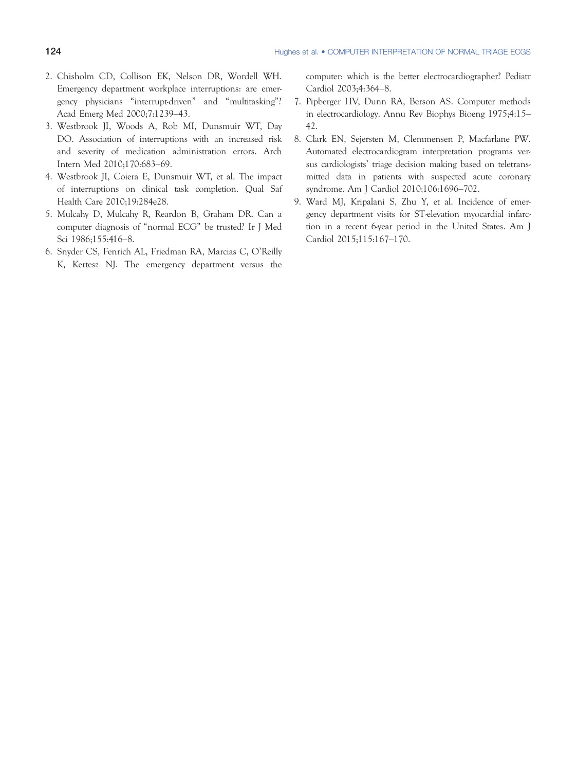2. Chisholm CD, Collison EK, Nelson DR, Wordell WH. Emergency department workplace interruptions: are emergency physicians "interrupt-driven" and "multitasking"? Acad Emerg Med 2000;7:1239–43.
3. Westbrook JI, Woods A, Rob MI, Dunsmuir WT, Day DO. Association of interruptions with an increased risk and severity of medication administration errors. Arch Intern Med 2010;170:683–69.
4. Westbrook JI, Coiera E, Dunsmuir WT, et al. The impact of interruptions on clinical task completion. Qual Saf Health Care 2010;19:284e28.
5. Mulcahy D, Mulcahy R, Reardon B, Graham DR. Can a computer diagnosis of "normal ECG" be trusted? Ir J Med Sci 1986;155:416–8.
6. Snyder CS, Fenrich AL, Friedman RA, Marcias C, O'Reilly K, Kertesz NJ. The emergency department versus the computer: which is the better electrocardiographer? Pediatr Cardiol 2003;4:364–8.
7. Pipberger HV, Dunn RA, Berson AS. Computer methods in electrocardiology. Annu Rev Biophys Bioeng 1975;4:15–42.
8. Clark EN, Sejersten M, Clemmensen P, Macfarlane PW. Automated electrocardiogram interpretation programs versus cardiologists' triage decision making based on teletransmitted data in patients with suspected acute coronary syndrome. Am J Cardiol 2010;106:1696–702.
9. Ward MJ, Kripalani S, Zhu Y, et al. Incidence of emergency department visits for ST-elevation myocardial infarction in a recent 6-year period in the United States. Am J Cardiol 2015;115:167–170.